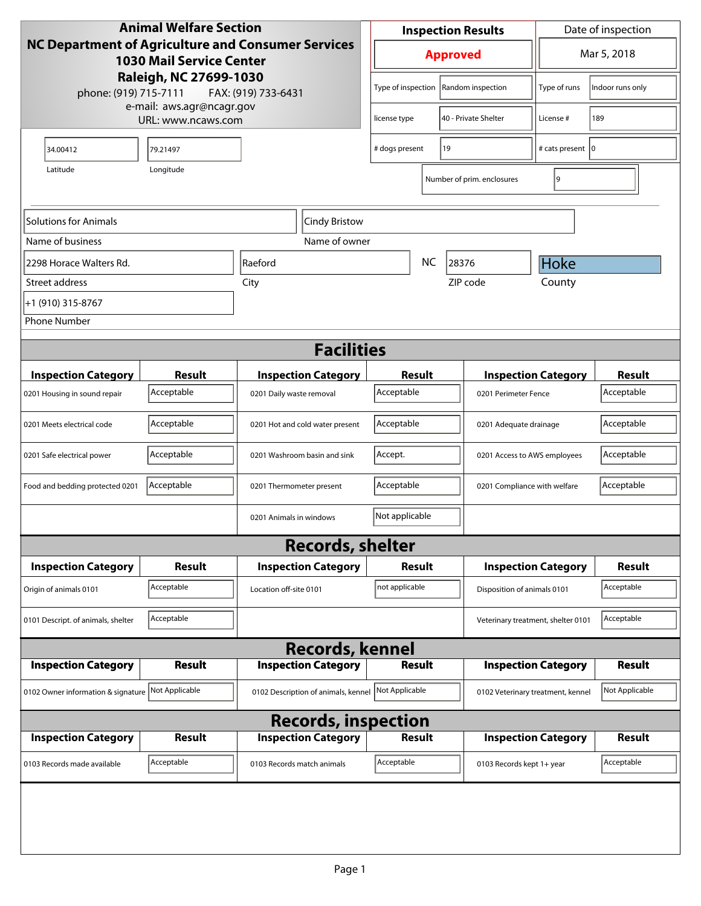**Animal Welfare Section**
**NC Department of Agriculture and Consumer Services**
**1030 Mail Service Center**
**Raleigh, NC 27699-1030**
phone: (919) 715-7111 FAX: (919) 733-6431
e-mail: aws.agr@ncagr.gov
URL: www.ncaws.com

| Inspection Results | Date of inspection |
|---|---|
| **Approved** | Mar 5, 2018 |

| | | | |
|---|---|---|---|
| Type of inspection | Random inspection | Type of runs | Indoor runs only |
| license type | 40 - Private Shelter | License # | 189 |
| # dogs present | 19 | # cats present | 0 |
| Number of prim. enclosures | 9 | | |

Latitude: 34.00412
Longitude: 79.21497

| | |
|---|---|
| Name of business | Solutions for Animals |
| Name of owner | Cindy Bristow |
| Street address | 2298 Horace Walters Rd. |
| City | Raeford |
| State | NC |
| ZIP code | 28376 |
| County | Hoke |
| Phone Number | +1 (910) 315-8767 |

## Facilities

| Inspection Category | Result | Inspection Category | Result | Inspection Category | Result |
|---|---|---|---|---|---|
| 0201 Housing in sound repair | Acceptable | 0201 Daily waste removal | Acceptable | 0201 Perimeter Fence | Acceptable |
| 0201 Meets electrical code | Acceptable | 0201 Hot and cold water present | Acceptable | 0201 Adequate drainage | Acceptable |
| 0201 Safe electrical power | Acceptable | 0201 Washroom basin and sink | Accept. | 0201 Access to AWS employees | Acceptable |
| Food and bedding protected 0201 | Acceptable | 0201 Thermometer present | Acceptable | 0201 Compliance with welfare | Acceptable |
| | | 0201 Animals in windows | Not applicable | | |

## Records, shelter

| Inspection Category | Result | Inspection Category | Result | Inspection Category | Result |
|---|---|---|---|---|---|
| Origin of animals 0101 | Acceptable | Location off-site 0101 | not applicable | Disposition of animals 0101 | Acceptable |
| 0101 Descript. of animals, shelter | Acceptable | | | Veterinary treatment, shelter 0101 | Acceptable |

## Records, kennel

| Inspection Category | Result | Inspection Category | Result | Inspection Category | Result |
|---|---|---|---|---|---|
| 0102 Owner information & signature | Not Applicable | 0102 Description of animals, kennel | Not Applicable | 0102 Veterinary treatment, kennel | Not Applicable |

## Records, inspection

| Inspection Category | Result | Inspection Category | Result | Inspection Category | Result |
|---|---|---|---|---|---|
| 0103 Records made available | Acceptable | 0103 Records match animals | Acceptable | 0103 Records kept 1+ year | Acceptable |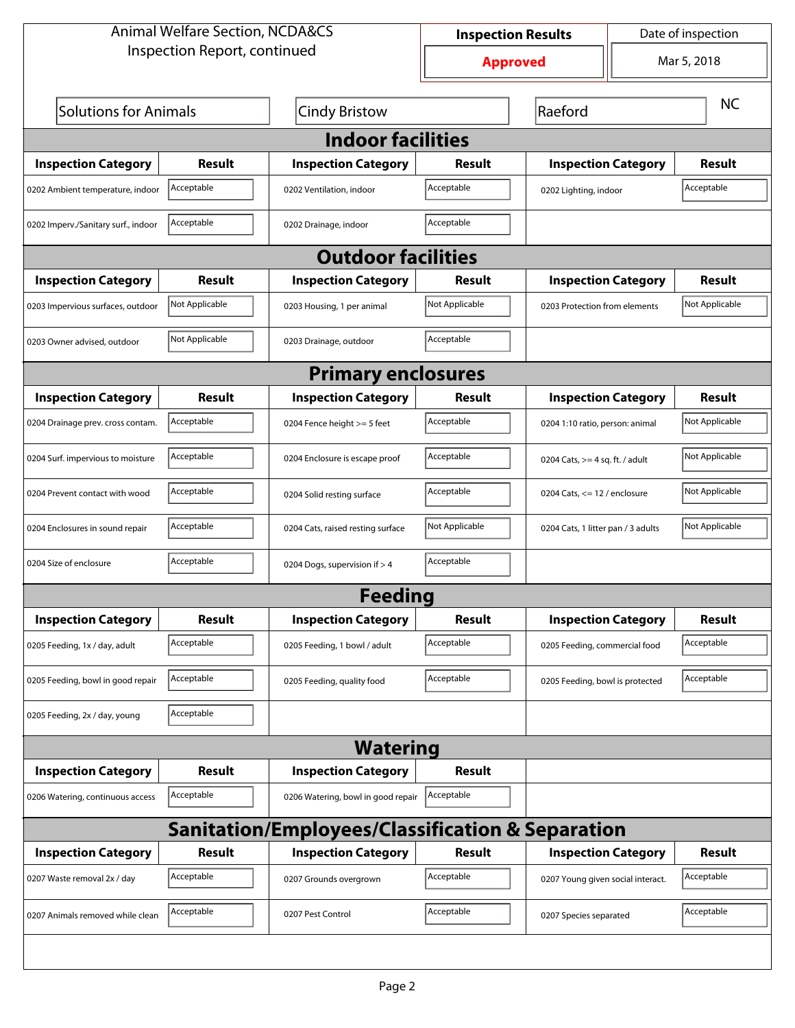Animal Welfare Section, NCDA&CS
Inspection Report, continued

| Inspection Results | Date of inspection |
|---|---|
| **Approved** | Mar 5, 2018 |

| Solutions for Animals | Cindy Bristow | Raeford | NC |
|---|---|---|---|

## Indoor facilities

| Inspection Category | Result | Inspection Category | Result | Inspection Category | Result |
|---|---|---|---|---|---|
| 0202 Ambient temperature, indoor | Acceptable | 0202 Ventilation, indoor | Acceptable | 0202 Lighting, indoor | Acceptable |
| 0202 Imperv./Sanitary surf., indoor | Acceptable | 0202 Drainage, indoor | Acceptable | | |

## Outdoor facilities

| Inspection Category | Result | Inspection Category | Result | Inspection Category | Result |
|---|---|---|---|---|---|
| 0203 Impervious surfaces, outdoor | Not Applicable | 0203 Housing, 1 per animal | Not Applicable | 0203 Protection from elements | Not Applicable |
| 0203 Owner advised, outdoor | Not Applicable | 0203 Drainage, outdoor | Acceptable | | |

## Primary enclosures

| Inspection Category | Result | Inspection Category | Result | Inspection Category | Result |
|---|---|---|---|---|---|
| 0204 Drainage prev. cross contam. | Acceptable | 0204 Fence height >= 5 feet | Acceptable | 0204 1:10 ratio, person: animal | Not Applicable |
| 0204 Surf. impervious to moisture | Acceptable | 0204 Enclosure is escape proof | Acceptable | 0204 Cats, >= 4 sq. ft. / adult | Not Applicable |
| 0204 Prevent contact with wood | Acceptable | 0204 Solid resting surface | Acceptable | 0204 Cats, <= 12 / enclosure | Not Applicable |
| 0204 Enclosures in sound repair | Acceptable | 0204 Cats, raised resting surface | Not Applicable | 0204 Cats, 1 litter pan / 3 adults | Not Applicable |
| 0204 Size of enclosure | Acceptable | 0204 Dogs, supervision if > 4 | Acceptable | | |

## Feeding

| Inspection Category | Result | Inspection Category | Result | Inspection Category | Result |
|---|---|---|---|---|---|
| 0205 Feeding, 1x / day, adult | Acceptable | 0205 Feeding, 1 bowl / adult | Acceptable | 0205 Feeding, commercial food | Acceptable |
| 0205 Feeding, bowl in good repair | Acceptable | 0205 Feeding, quality food | Acceptable | 0205 Feeding, bowl is protected | Acceptable |
| 0205 Feeding, 2x / day, young | Acceptable | | | | |

## Watering

| Inspection Category | Result | Inspection Category | Result |
|---|---|---|---|
| 0206 Watering, continuous access | Acceptable | 0206 Watering, bowl in good repair | Acceptable |

## Sanitation/Employees/Classification & Separation

| Inspection Category | Result | Inspection Category | Result | Inspection Category | Result |
|---|---|---|---|---|---|
| 0207 Waste removal 2x / day | Acceptable | 0207 Grounds overgrown | Acceptable | 0207 Young given social interact. | Acceptable |
| 0207 Animals removed while clean | Acceptable | 0207 Pest Control | Acceptable | 0207 Species separated | Acceptable |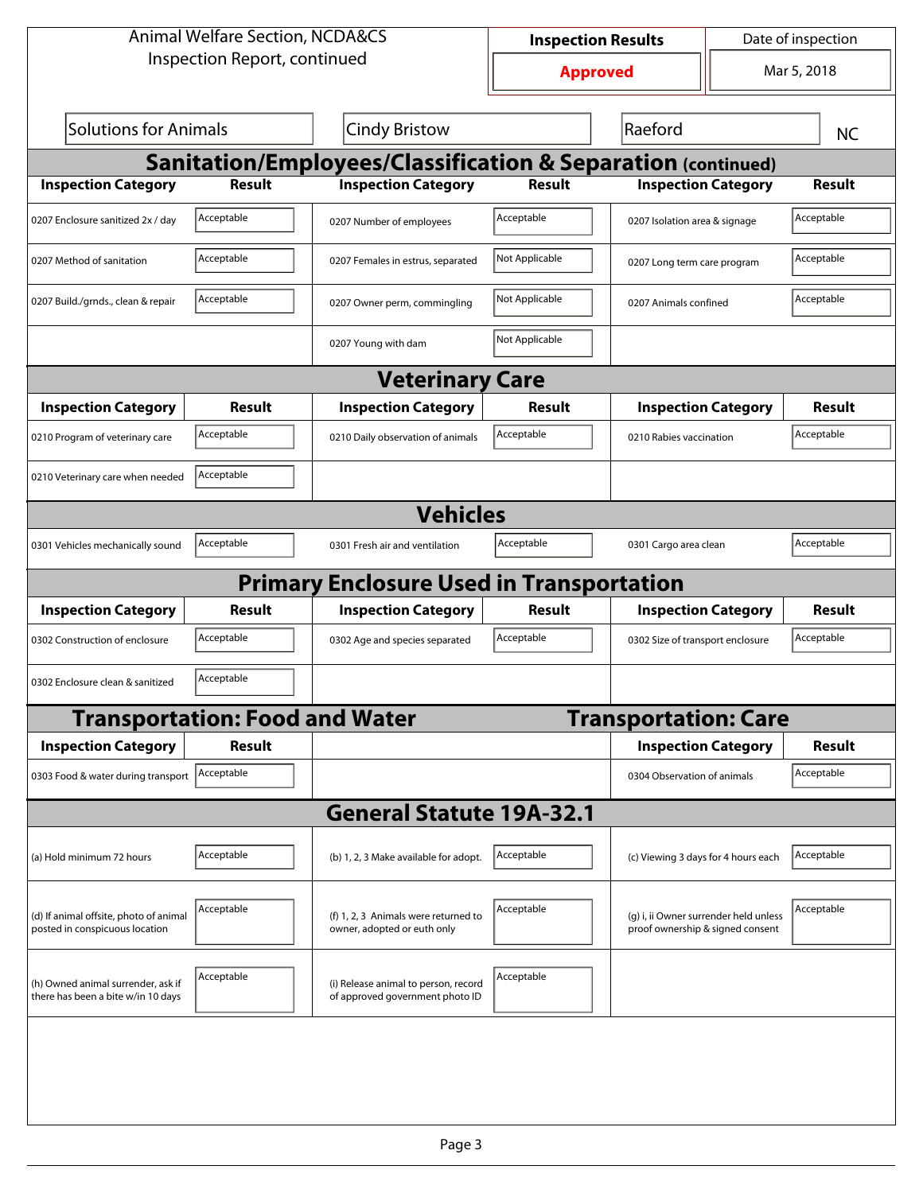Animal Welfare Section, NCDA&CS
Inspection Report, continued

| Inspection Results | Date of inspection |
|---|---|
| **Approved** | Mar 5, 2018 |

| Solutions for Animals | Cindy Bristow | Raeford | NC |
|---|---|---|---|

## Sanitation/Employees/Classification & Separation (continued)

| Inspection Category | Result | Inspection Category | Result | Inspection Category | Result |
|---|---|---|---|---|---|
| 0207 Enclosure sanitized 2x / day | Acceptable | 0207 Number of employees | Acceptable | 0207 Isolation area & signage | Acceptable |
| 0207 Method of sanitation | Acceptable | 0207 Females in estrus, separated | Not Applicable | 0207 Long term care program | Acceptable |
| 0207 Build./grnds., clean & repair | Acceptable | 0207 Owner perm, commingling | Not Applicable | 0207 Animals confined | Acceptable |
| | | 0207 Young with dam | Not Applicable | | |

## Veterinary Care

| Inspection Category | Result | Inspection Category | Result | Inspection Category | Result |
|---|---|---|---|---|---|
| 0210 Program of veterinary care | Acceptable | 0210 Daily observation of animals | Acceptable | 0210 Rabies vaccination | Acceptable |
| 0210 Veterinary care when needed | Acceptable | | | | |

## Vehicles

| Inspection Category | Result | Inspection Category | Result | Inspection Category | Result |
|---|---|---|---|---|---|
| 0301 Vehicles mechanically sound | Acceptable | 0301 Fresh air and ventilation | Acceptable | 0301 Cargo area clean | Acceptable |

## Primary Enclosure Used in Transportation

| Inspection Category | Result | Inspection Category | Result | Inspection Category | Result |
|---|---|---|---|---|---|
| 0302 Construction of enclosure | Acceptable | 0302 Age and species separated | Acceptable | 0302 Size of transport enclosure | Acceptable |
| 0302 Enclosure clean & sanitized | Acceptable | | | | |

## Transportation: Food and Water

| Inspection Category | Result |
|---|---|
| 0303 Food & water during transport | Acceptable |

## Transportation: Care

| Inspection Category | Result |
|---|---|
| 0304 Observation of animals | Acceptable |

## General Statute 19A-32.1

| Inspection Category | Result | Inspection Category | Result | Inspection Category | Result |
|---|---|---|---|---|---|
| (a) Hold minimum 72 hours | Acceptable | (b) 1, 2, 3 Make available for adopt. | Acceptable | (c) Viewing 3 days for 4 hours each | Acceptable |
| (d) If animal offsite, photo of animal posted in conspicuous location | Acceptable | (f) 1, 2, 3 Animals were returned to owner, adopted or euth only | Acceptable | (g) i, ii Owner surrender held unless proof ownership & signed consent | Acceptable |
| (h) Owned animal surrender, ask if there has been a bite w/in 10 days | Acceptable | (i) Release animal to person, record of approved government photo ID | Acceptable | | |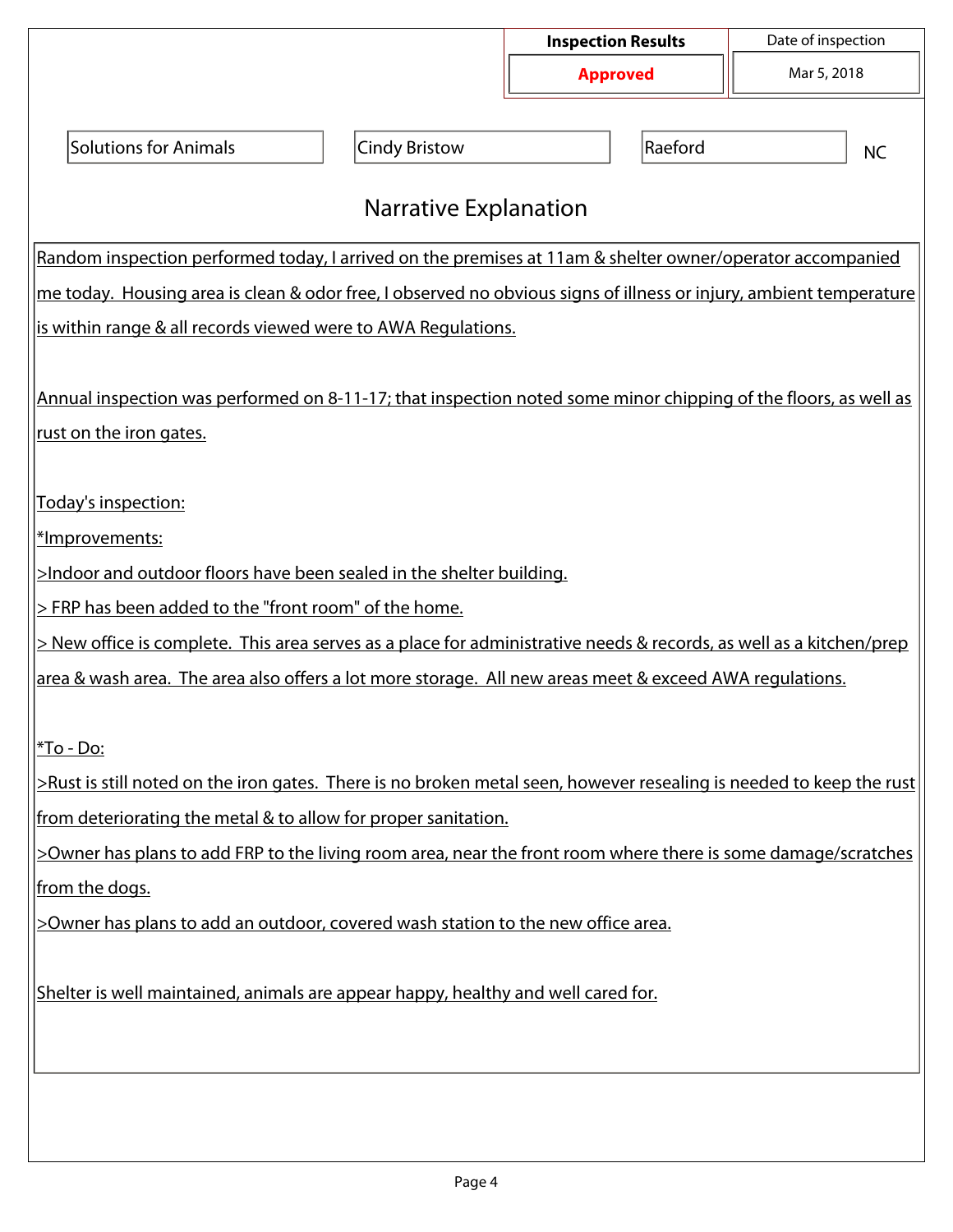| Inspection Results | Date of inspection |
| --- | --- |
| **Approved** | Mar 5, 2018 |

| Solutions for Animals | Cindy Bristow | Raeford | NC |
| --- | --- | --- | --- |

## Narrative Explanation

Random inspection performed today, I arrived on the premises at 11am & shelter owner/operator accompanied me today. Housing area is clean & odor free, I observed no obvious signs of illness or injury, ambient temperature is within range & all records viewed were to AWA Regulations.

Annual inspection was performed on 8-11-17; that inspection noted some minor chipping of the floors, as well as rust on the iron gates.

Today's inspection:

*Improvements:

>Indoor and outdoor floors have been sealed in the shelter building.

> FRP has been added to the "front room" of the home.

> New office is complete. This area serves as a place for administrative needs & records, as well as a kitchen/prep area & wash area. The area also offers a lot more storage. All new areas meet & exceed AWA regulations.

*To - Do:

>Rust is still noted on the iron gates. There is no broken metal seen, however resealing is needed to keep the rust from deteriorating the metal & to allow for proper sanitation.

>Owner has plans to add FRP to the living room area, near the front room where there is some damage/scratches from the dogs.

>Owner has plans to add an outdoor, covered wash station to the new office area.

Shelter is well maintained, animals are appear happy, healthy and well cared for.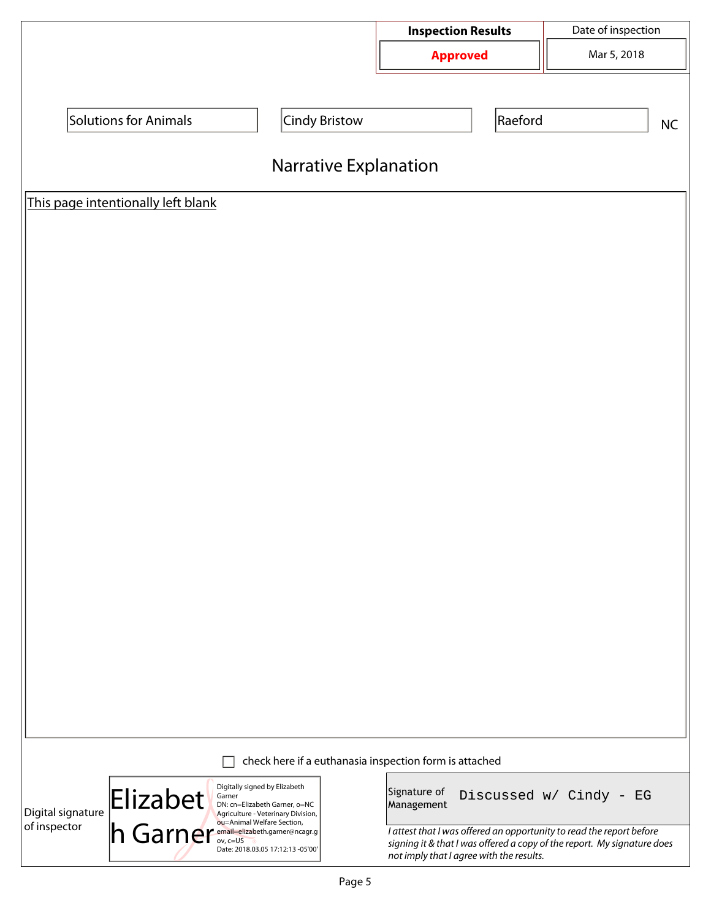| Inspection Results | Date of inspection |
| --- | --- |
| **Approved** | Mar 5, 2018 |

| | | | |
| --- | --- | --- | --- |
| Solutions for Animals | Cindy Bristow | Raeford | NC |

## Narrative Explanation

This page intentionally left blank

☐ check here if a euthanasia inspection form is attached

Digital signature of inspector: Elizabeth Garner

Digitally signed by Elizabeth Garner
DN: cn=Elizabeth Garner, o=NC Agriculture - Veterinary Division, ou=Animal Welfare Section, email=elizabeth.garner@ncagr.gov, c=US
Date: 2018.03.05 17:12:13 -05'00'

Signature of Management: Discussed w/ Cindy - EG

*I attest that I was offered an opportunity to read the report before signing it & that I was offered a copy of the report. My signature does not imply that I agree with the results.*